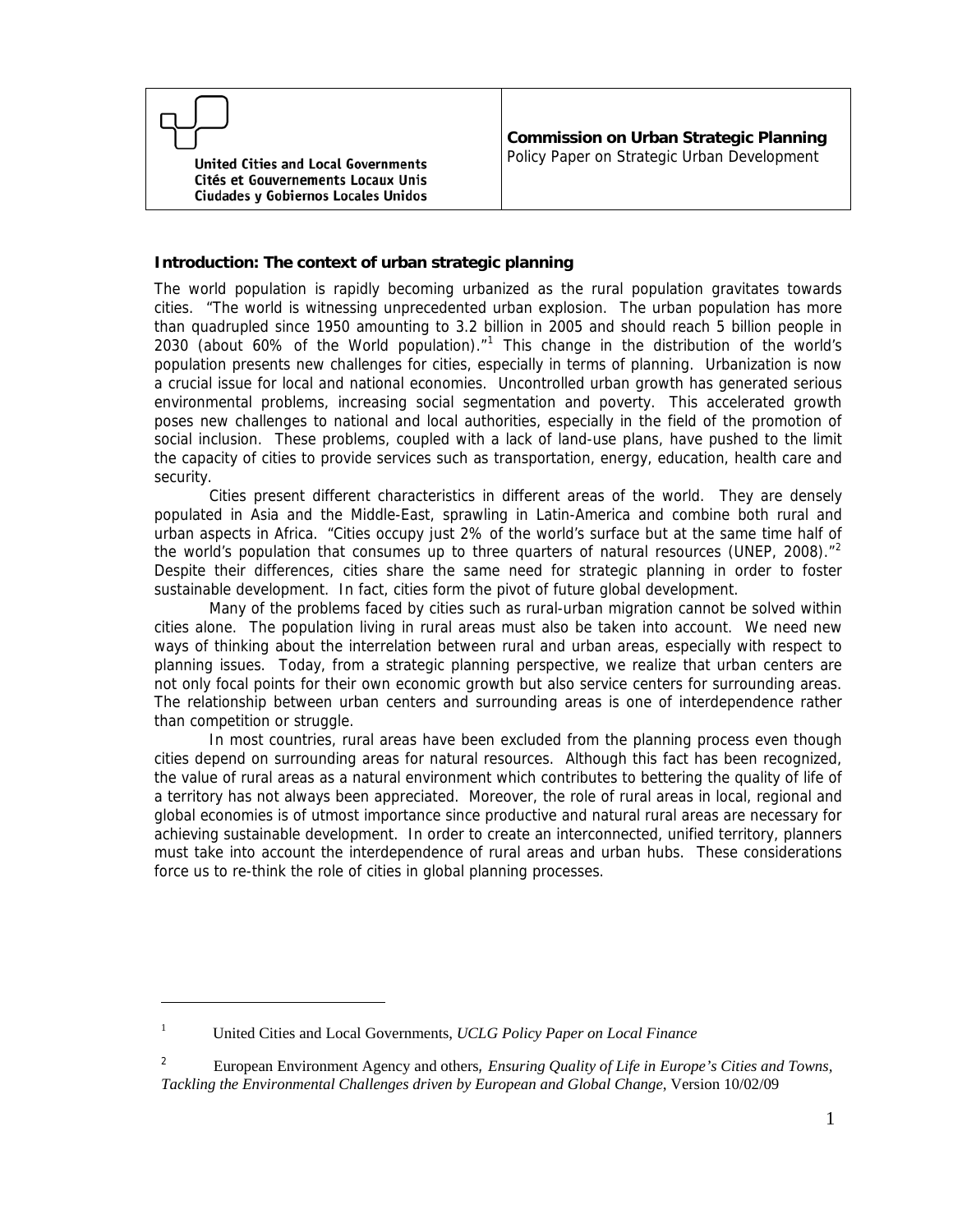United Cities and Local Governments
Cités et Gouvernements Locaux Unis
Ciudades y Gobiernos Locales Unidos

**Commission on Urban Strategic Planning**
Policy Paper on Strategic Urban Development

## Introduction: The context of urban strategic planning

The world population is rapidly becoming urbanized as the rural population gravitates towards cities. "The world is witnessing unprecedented urban explosion. The urban population has more than quadrupled since 1950 amounting to 3.2 billion in 2005 and should reach 5 billion people in 2030 (about 60% of the World population)."[1] This change in the distribution of the world's population presents new challenges for cities, especially in terms of planning. Urbanization is now a crucial issue for local and national economies. Uncontrolled urban growth has generated serious environmental problems, increasing social segmentation and poverty. This accelerated growth poses new challenges to national and local authorities, especially in the field of the promotion of social inclusion. These problems, coupled with a lack of land-use plans, have pushed to the limit the capacity of cities to provide services such as transportation, energy, education, health care and security.

Cities present different characteristics in different areas of the world. They are densely populated in Asia and the Middle-East, sprawling in Latin-America and combine both rural and urban aspects in Africa. "Cities occupy just 2% of the world's surface but at the same time half of the world's population that consumes up to three quarters of natural resources (UNEP, 2008)."[2] Despite their differences, cities share the same need for strategic planning in order to foster sustainable development. In fact, cities form the pivot of future global development.

Many of the problems faced by cities such as rural-urban migration cannot be solved within cities alone. The population living in rural areas must also be taken into account. We need new ways of thinking about the interrelation between rural and urban areas, especially with respect to planning issues. Today, from a strategic planning perspective, we realize that urban centers are not only focal points for their own economic growth but also service centers for surrounding areas. The relationship between urban centers and surrounding areas is one of interdependence rather than competition or struggle.

In most countries, rural areas have been excluded from the planning process even though cities depend on surrounding areas for natural resources. Although this fact has been recognized, the value of rural areas as a natural environment which contributes to bettering the quality of life of a territory has not always been appreciated. Moreover, the role of rural areas in local, regional and global economies is of utmost importance since productive and natural rural areas are necessary for achieving sustainable development. In order to create an interconnected, unified territory, planners must take into account the interdependence of rural areas and urban hubs. These considerations force us to re-think the role of cities in global planning processes.

---

[1] United Cities and Local Governments, *UCLG Policy Paper on Local Finance*

[2] European Environment Agency and others, *Ensuring Quality of Life in Europe's Cities and Towns, Tackling the Environmental Challenges driven by European and Global Change*, Version 10/02/09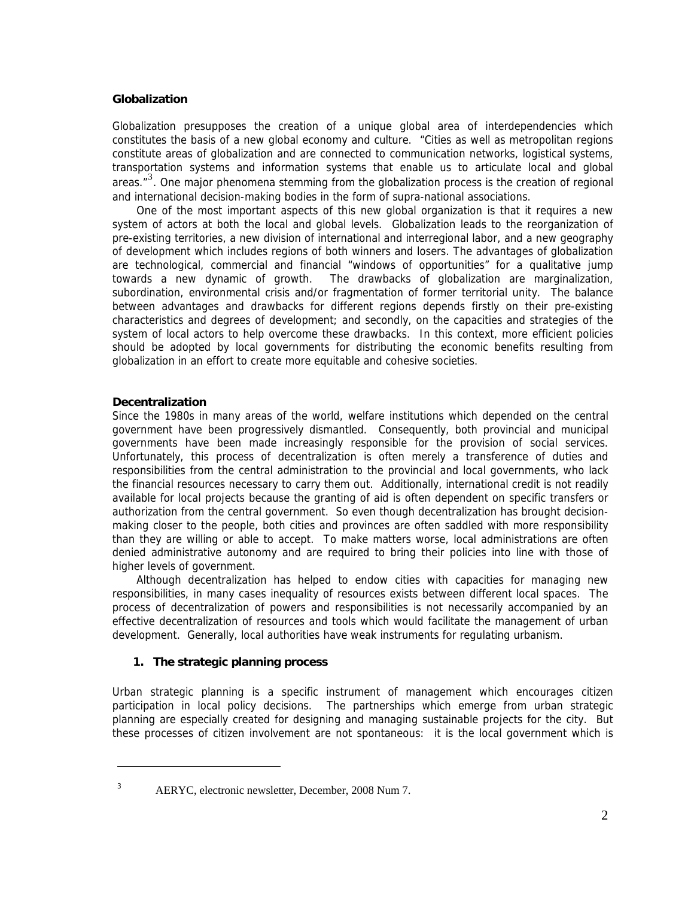**Globalization**

Globalization presupposes the creation of a unique global area of interdependencies which constitutes the basis of a new global economy and culture. "Cities as well as metropolitan regions constitute areas of globalization and are connected to communication networks, logistical systems, transportation systems and information systems that enable us to articulate local and global areas."[3]. One major phenomena stemming from the globalization process is the creation of regional and international decision-making bodies in the form of supra-national associations.

One of the most important aspects of this new global organization is that it requires a new system of actors at both the local and global levels. Globalization leads to the reorganization of pre-existing territories, a new division of international and interregional labor, and a new geography of development which includes regions of both winners and losers. The advantages of globalization are technological, commercial and financial "windows of opportunities" for a qualitative jump towards a new dynamic of growth. The drawbacks of globalization are marginalization, subordination, environmental crisis and/or fragmentation of former territorial unity. The balance between advantages and drawbacks for different regions depends firstly on their pre-existing characteristics and degrees of development; and secondly, on the capacities and strategies of the system of local actors to help overcome these drawbacks. In this context, more efficient policies should be adopted by local governments for distributing the economic benefits resulting from globalization in an effort to create more equitable and cohesive societies.

**Decentralization**

Since the 1980s in many areas of the world, welfare institutions which depended on the central government have been progressively dismantled. Consequently, both provincial and municipal governments have been made increasingly responsible for the provision of social services. Unfortunately, this process of decentralization is often merely a transference of duties and responsibilities from the central administration to the provincial and local governments, who lack the financial resources necessary to carry them out. Additionally, international credit is not readily available for local projects because the granting of aid is often dependent on specific transfers or authorization from the central government. So even though decentralization has brought decision-making closer to the people, both cities and provinces are often saddled with more responsibility than they are willing or able to accept. To make matters worse, local administrations are often denied administrative autonomy and are required to bring their policies into line with those of higher levels of government.

Although decentralization has helped to endow cities with capacities for managing new responsibilities, in many cases inequality of resources exists between different local spaces. The process of decentralization of powers and responsibilities is not necessarily accompanied by an effective decentralization of resources and tools which would facilitate the management of urban development. Generally, local authorities have weak instruments for regulating urbanism.

## 1. The strategic planning process

Urban strategic planning is a specific instrument of management which encourages citizen participation in local policy decisions. The partnerships which emerge from urban strategic planning are especially created for designing and managing sustainable projects for the city. But these processes of citizen involvement are not spontaneous: it is the local government which is

---

[3] AERYC, electronic newsletter, December, 2008 Num 7.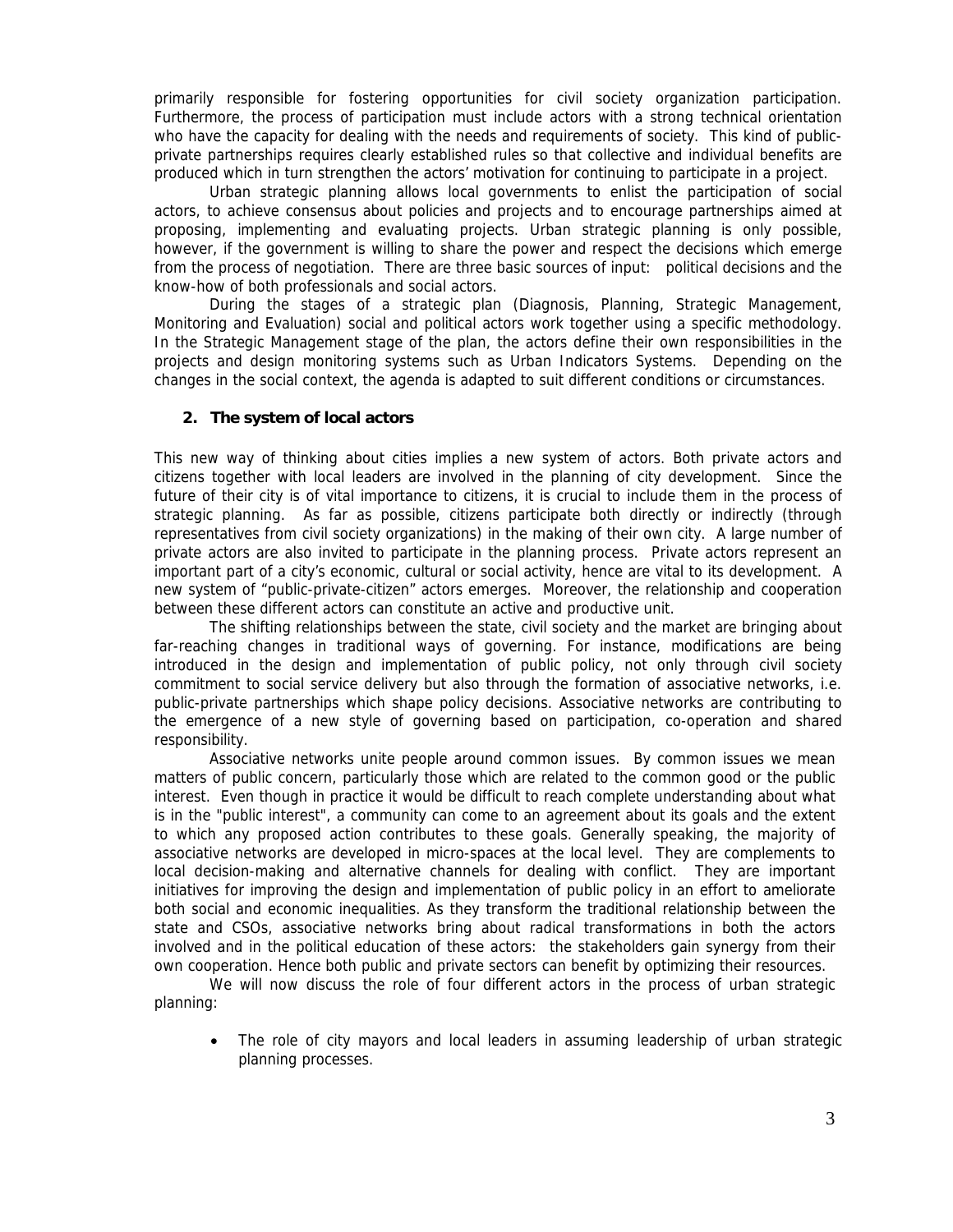primarily responsible for fostering opportunities for civil society organization participation. Furthermore, the process of participation must include actors with a strong technical orientation who have the capacity for dealing with the needs and requirements of society. This kind of public-private partnerships requires clearly established rules so that collective and individual benefits are produced which in turn strengthen the actors' motivation for continuing to participate in a project.

Urban strategic planning allows local governments to enlist the participation of social actors, to achieve consensus about policies and projects and to encourage partnerships aimed at proposing, implementing and evaluating projects. Urban strategic planning is only possible, however, if the government is willing to share the power and respect the decisions which emerge from the process of negotiation. There are three basic sources of input: political decisions and the know-how of both professionals and social actors.

During the stages of a strategic plan (Diagnosis, Planning, Strategic Management, Monitoring and Evaluation) social and political actors work together using a specific methodology. In the Strategic Management stage of the plan, the actors define their own responsibilities in the projects and design monitoring systems such as Urban Indicators Systems. Depending on the changes in the social context, the agenda is adapted to suit different conditions or circumstances.

## 2. The system of local actors

This new way of thinking about cities implies a new system of actors. Both private actors and citizens together with local leaders are involved in the planning of city development. Since the future of their city is of vital importance to citizens, it is crucial to include them in the process of strategic planning. As far as possible, citizens participate both directly or indirectly (through representatives from civil society organizations) in the making of their own city. A large number of private actors are also invited to participate in the planning process. Private actors represent an important part of a city's economic, cultural or social activity, hence are vital to its development. A new system of "public-private-citizen" actors emerges. Moreover, the relationship and cooperation between these different actors can constitute an active and productive unit.

The shifting relationships between the state, civil society and the market are bringing about far-reaching changes in traditional ways of governing. For instance, modifications are being introduced in the design and implementation of public policy, not only through civil society commitment to social service delivery but also through the formation of associative networks, i.e. public-private partnerships which shape policy decisions. Associative networks are contributing to the emergence of a new style of governing based on participation, co-operation and shared responsibility.

Associative networks unite people around common issues. By common issues we mean matters of public concern, particularly those which are related to the common good or the public interest. Even though in practice it would be difficult to reach complete understanding about what is in the "public interest", a community can come to an agreement about its goals and the extent to which any proposed action contributes to these goals. Generally speaking, the majority of associative networks are developed in micro-spaces at the local level. They are complements to local decision-making and alternative channels for dealing with conflict. They are important initiatives for improving the design and implementation of public policy in an effort to ameliorate both social and economic inequalities. As they transform the traditional relationship between the state and CSOs, associative networks bring about radical transformations in both the actors involved and in the political education of these actors: the stakeholders gain synergy from their own cooperation. Hence both public and private sectors can benefit by optimizing their resources.

We will now discuss the role of four different actors in the process of urban strategic planning:

- The role of city mayors and local leaders in assuming leadership of urban strategic planning processes.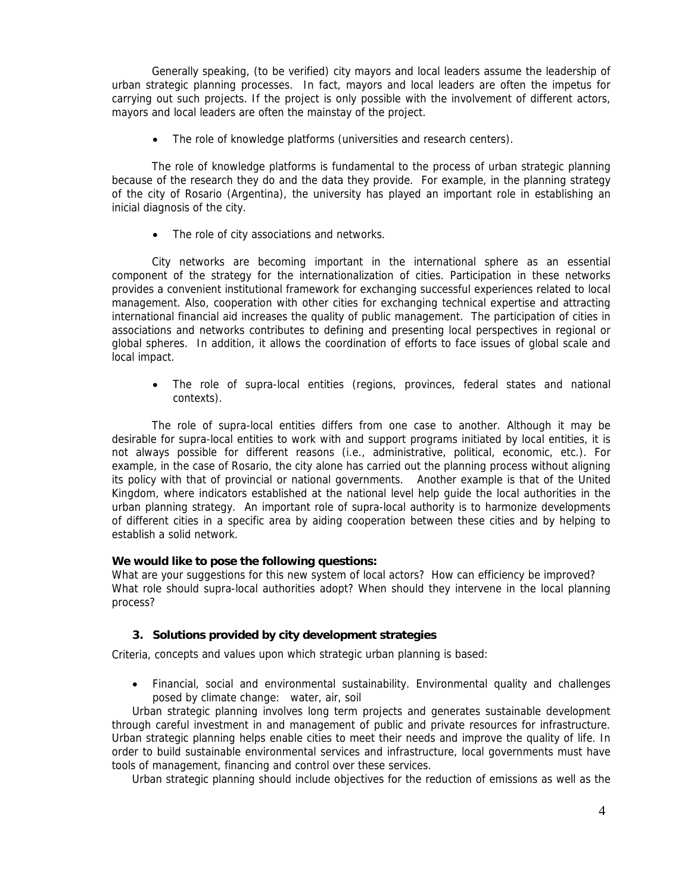Generally speaking, (to be verified) city mayors and local leaders assume the leadership of urban strategic planning processes. In fact, mayors and local leaders are often the impetus for carrying out such projects. If the project is only possible with the involvement of different actors, mayors and local leaders are often the mainstay of the project.

- The role of knowledge platforms (universities and research centers).

The role of knowledge platforms is fundamental to the process of urban strategic planning because of the research they do and the data they provide. For example, in the planning strategy of the city of Rosario (Argentina), the university has played an important role in establishing an inicial diagnosis of the city.

- The role of city associations and networks.

City networks are becoming important in the international sphere as an essential component of the strategy for the internationalization of cities. Participation in these networks provides a convenient institutional framework for exchanging successful experiences related to local management. Also, cooperation with other cities for exchanging technical expertise and attracting international financial aid increases the quality of public management. The participation of cities in associations and networks contributes to defining and presenting local perspectives in regional or global spheres. In addition, it allows the coordination of efforts to face issues of global scale and local impact.

- The role of supra-local entities (regions, provinces, federal states and national contexts).

The role of supra-local entities differs from one case to another. Although it may be desirable for supra-local entities to work with and support programs initiated by local entities, it is not always possible for different reasons (i.e., administrative, political, economic, etc.). For example, in the case of Rosario, the city alone has carried out the planning process without aligning its policy with that of provincial or national governments. Another example is that of the United Kingdom, where indicators established at the national level help guide the local authorities in the urban planning strategy. An important role of supra-local authority is to harmonize developments of different cities in a specific area by aiding cooperation between these cities and by helping to establish a solid network.

**We would like to pose the following questions:**
What are your suggestions for this new system of local actors? How can efficiency be improved? What role should supra-local authorities adopt? When should they intervene in the local planning process?

### 3. Solutions provided by city development strategies

Criteria, concepts and values upon which strategic urban planning is based:

- Financial, social and environmental sustainability. Environmental quality and challenges posed by climate change: water, air, soil

Urban strategic planning involves long term projects and generates sustainable development through careful investment in and management of public and private resources for infrastructure. Urban strategic planning helps enable cities to meet their needs and improve the quality of life. In order to build sustainable environmental services and infrastructure, local governments must have tools of management, financing and control over these services.

Urban strategic planning should include objectives for the reduction of emissions as well as the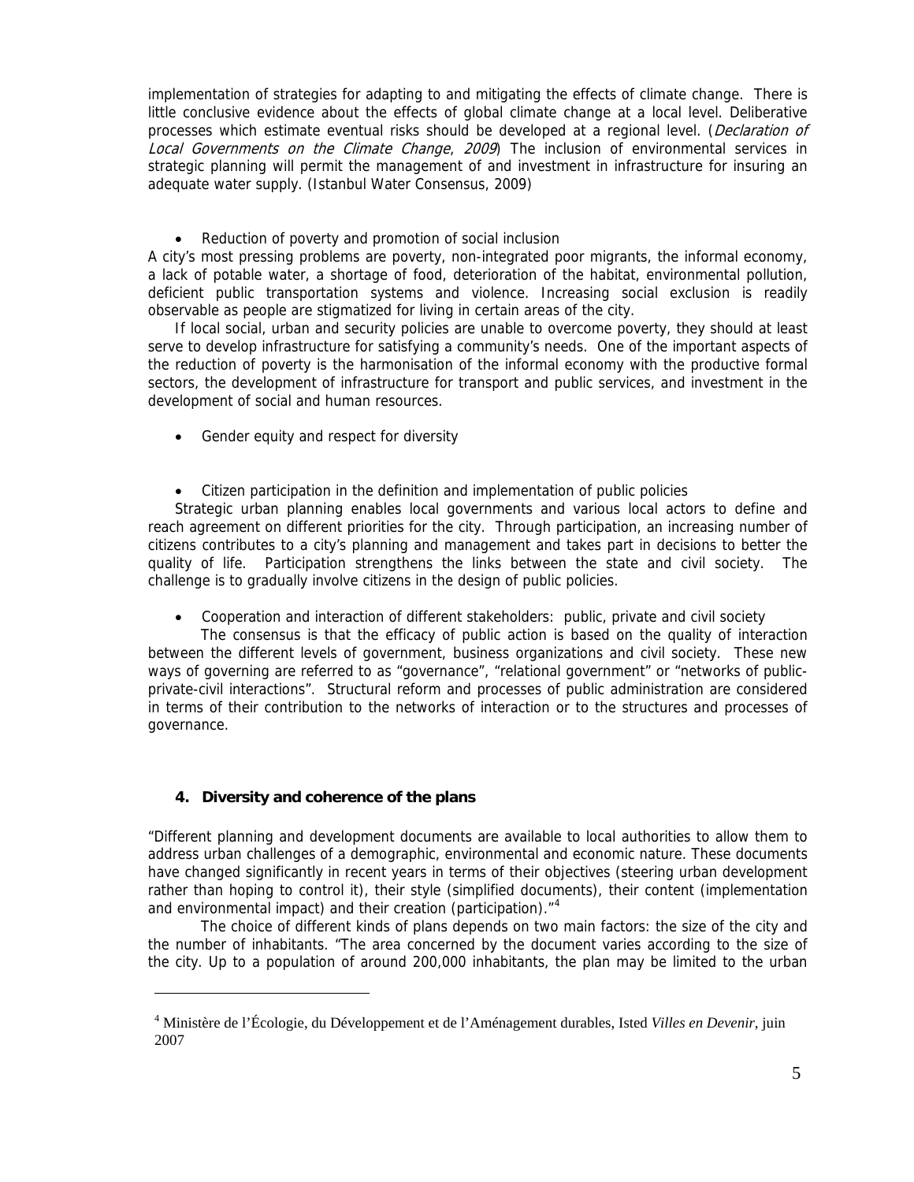implementation of strategies for adapting to and mitigating the effects of climate change. There is little conclusive evidence about the effects of global climate change at a local level. Deliberative processes which estimate eventual risks should be developed at a regional level. (*Declaration of Local Governments on the Climate Change, 2009*) The inclusion of environmental services in strategic planning will permit the management of and investment in infrastructure for insuring an adequate water supply. (Istanbul Water Consensus, 2009)

- Reduction of poverty and promotion of social inclusion

A city's most pressing problems are poverty, non-integrated poor migrants, the informal economy, a lack of potable water, a shortage of food, deterioration of the habitat, environmental pollution, deficient public transportation systems and violence. Increasing social exclusion is readily observable as people are stigmatized for living in certain areas of the city.

If local social, urban and security policies are unable to overcome poverty, they should at least serve to develop infrastructure for satisfying a community's needs. One of the important aspects of the reduction of poverty is the harmonisation of the informal economy with the productive formal sectors, the development of infrastructure for transport and public services, and investment in the development of social and human resources.

- Gender equity and respect for diversity

- Citizen participation in the definition and implementation of public policies

Strategic urban planning enables local governments and various local actors to define and reach agreement on different priorities for the city. Through participation, an increasing number of citizens contributes to a city's planning and management and takes part in decisions to better the quality of life. Participation strengthens the links between the state and civil society. The challenge is to gradually involve citizens in the design of public policies.

- Cooperation and interaction of different stakeholders: public, private and civil society

The consensus is that the efficacy of public action is based on the quality of interaction between the different levels of government, business organizations and civil society. These new ways of governing are referred to as "governance", "relational government" or "networks of public-private-civil interactions". Structural reform and processes of public administration are considered in terms of their contribution to the networks of interaction or to the structures and processes of governance.

## 4. Diversity and coherence of the plans

"Different planning and development documents are available to local authorities to allow them to address urban challenges of a demographic, environmental and economic nature. These documents have changed significantly in recent years in terms of their objectives (steering urban development rather than hoping to control it), their style (simplified documents), their content (implementation and environmental impact) and their creation (participation)."[4]

The choice of different kinds of plans depends on two main factors: the size of the city and the number of inhabitants. "The area concerned by the document varies according to the size of the city. Up to a population of around 200,000 inhabitants, the plan may be limited to the urban

---

[4] Ministère de l'Écologie, du Développement et de l'Aménagement durables, Isted *Villes en Devenir*, juin 2007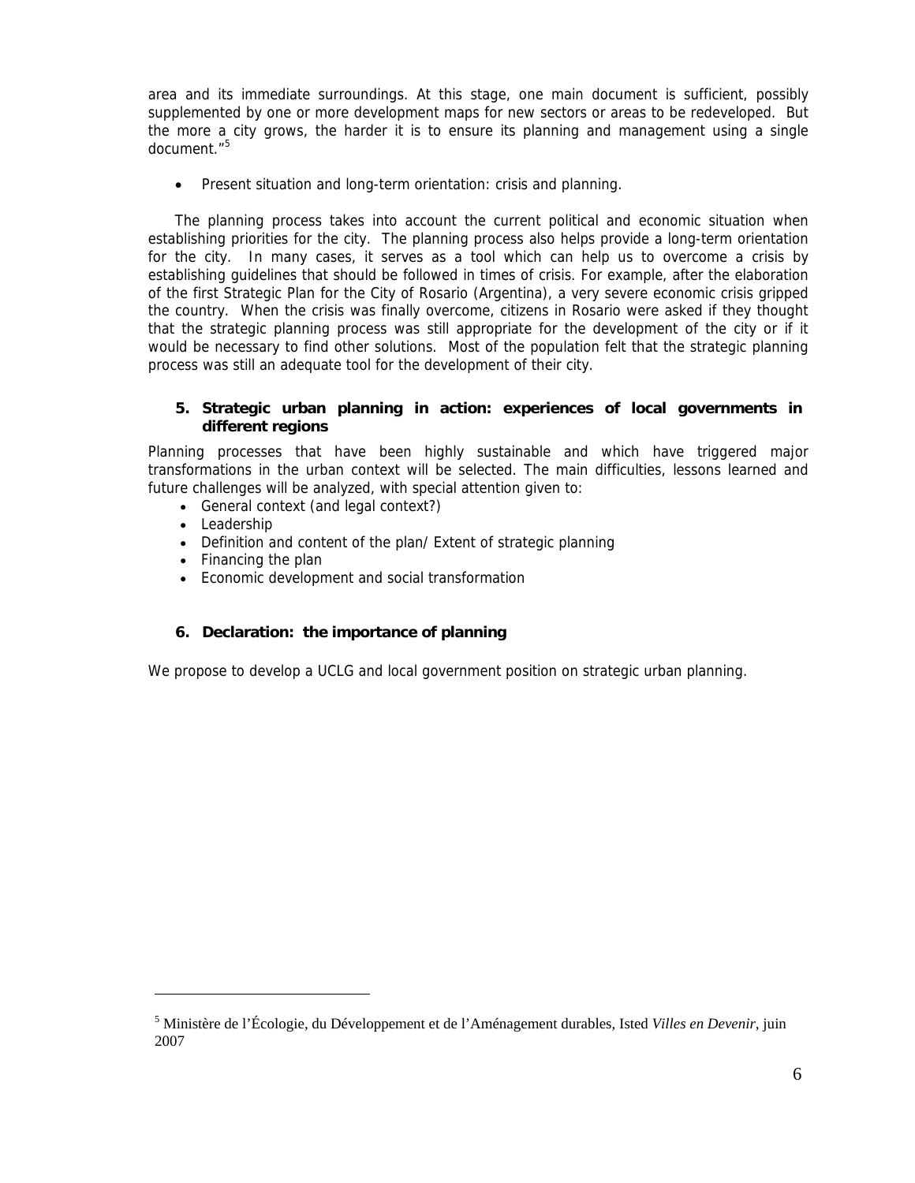area and its immediate surroundings. At this stage, one main document is sufficient, possibly supplemented by one or more development maps for new sectors or areas to be redeveloped. But the more a city grows, the harder it is to ensure its planning and management using a single document."[5]

- Present situation and long-term orientation: crisis and planning.

The planning process takes into account the current political and economic situation when establishing priorities for the city. The planning process also helps provide a long-term orientation for the city. In many cases, it serves as a tool which can help us to overcome a crisis by establishing guidelines that should be followed in times of crisis. For example, after the elaboration of the first Strategic Plan for the City of Rosario (Argentina), a very severe economic crisis gripped the country. When the crisis was finally overcome, citizens in Rosario were asked if they thought that the strategic planning process was still appropriate for the development of the city or if it would be necessary to find other solutions. Most of the population felt that the strategic planning process was still an adequate tool for the development of their city.

### 5. Strategic urban planning in action: experiences of local governments in different regions

Planning processes that have been highly sustainable and which have triggered major transformations in the urban context will be selected. The main difficulties, lessons learned and future challenges will be analyzed, with special attention given to:

- General context (and legal context?)
- Leadership
- Definition and content of the plan/ Extent of strategic planning
- Financing the plan
- Economic development and social transformation

### 6. Declaration: the importance of planning

We propose to develop a UCLG and local government position on strategic urban planning.

---

[5] Ministère de l'Écologie, du Développement et de l'Aménagement durables, Isted *Villes en Devenir*, juin 2007